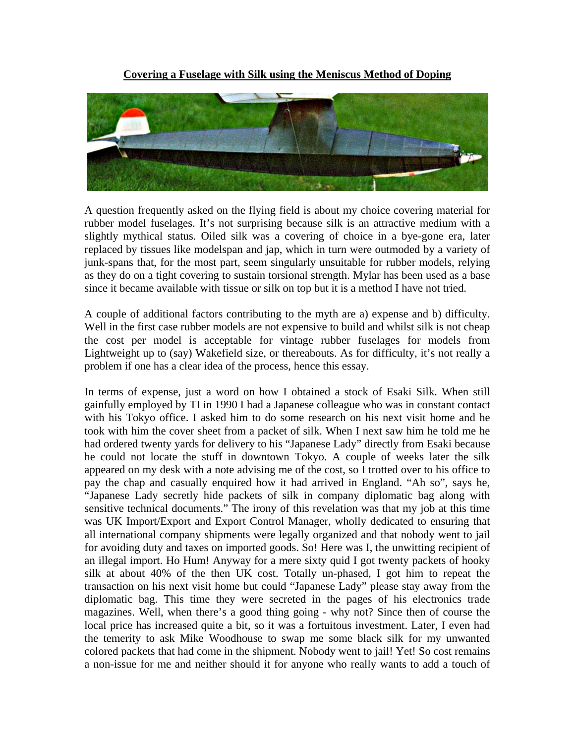**Covering a Fuselage with Silk using the Meniscus Method of Doping**

A question frequently asked on the flying field is about my choice covering material for rubber model fuselages. It's not surprising because silk is an attractive medium with a slightly mythical status. Oiled silk was a covering of choice in a bye-gone era, later replaced by tissues like modelspan and jap, which in turn were outmoded by a variety of junk-spans that, for the most part, seem singularly unsuitable for rubber models, relying as they do on a tight covering to sustain torsional strength. Mylar has been used as a base since it became available with tissue or silk on top but it is a method I have not tried.

A couple of additional factors contributing to the myth are a) expense and b) difficulty. Well in the first case rubber models are not expensive to build and whilst silk is not cheap the cost per model is acceptable for vintage rubber fuselages for models from Lightweight up to (say) Wakefield size, or thereabouts. As for difficulty, it's not really a problem if one has a clear idea of the process, hence this essay.

In terms of expense, just a word on how I obtained a stock of Esaki Silk. When still gainfully employed by TI in 1990 I had a Japanese colleague who was in constant contact with his Tokyo office. I asked him to do some research on his next visit home and he took with him the cover sheet from a packet of silk. When I next saw him he told me he had ordered twenty yards for delivery to his "Japanese Lady" directly from Esaki because he could not locate the stuff in downtown Tokyo. A couple of weeks later the silk appeared on my desk with a note advising me of the cost, so I trotted over to his office to pay the chap and casually enquired how it had arrived in England. "Ah so", says he, "Japanese Lady secretly hide packets of silk in company diplomatic bag along with sensitive technical documents." The irony of this revelation was that my job at this time was UK Import/Export and Export Control Manager, wholly dedicated to ensuring that all international company shipments were legally organized and that nobody went to jail for avoiding duty and taxes on imported goods. So! Here was I, the unwitting recipient of an illegal import. Ho Hum! Anyway for a mere sixty quid I got twenty packets of hooky silk at about 40% of the then UK cost. Totally un-phased, I got him to repeat the transaction on his next visit home but could "Japanese Lady" please stay away from the diplomatic bag. This time they were secreted in the pages of his electronics trade magazines. Well, when there's a good thing going - why not? Since then of course the local price has increased quite a bit, so it was a fortuitous investment. Later, I even had the temerity to ask Mike Woodhouse to swap me some black silk for my unwanted colored packets that had come in the shipment. Nobody went to jail! Yet! So cost remains a non-issue for me and neither should it for anyone who really wants to add a touch of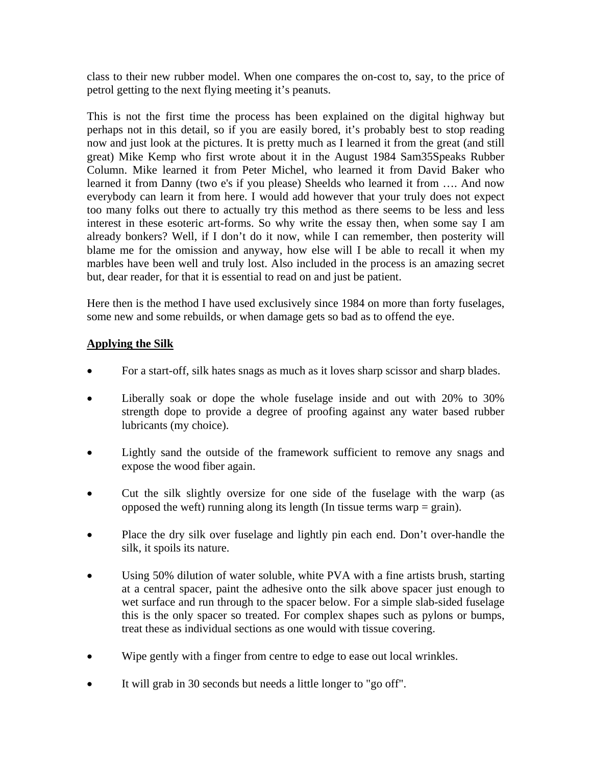class to their new rubber model. When one compares the on-cost to, say, to the price of petrol getting to the next flying meeting it's peanuts.

This is not the first time the process has been explained on the digital highway but perhaps not in this detail, so if you are easily bored, it's probably best to stop reading now and just look at the pictures. It is pretty much as I learned it from the great (and still great) Mike Kemp who first wrote about it in the August 1984 Sam35Speaks Rubber Column. Mike learned it from Peter Michel, who learned it from David Baker who learned it from Danny (two e's if you please) Sheelds who learned it from …. And now everybody can learn it from here. I would add however that your truly does not expect too many folks out there to actually try this method as there seems to be less and less interest in these esoteric art-forms. So why write the essay then, when some say I am already bonkers? Well, if I don't do it now, while I can remember, then posterity will blame me for the omission and anyway, how else will I be able to recall it when my marbles have been well and truly lost. Also included in the process is an amazing secret but, dear reader, for that it is essential to read on and just be patient.

Here then is the method I have used exclusively since 1984 on more than forty fuselages, some new and some rebuilds, or when damage gets so bad as to offend the eye.

**Applying the Silk**

- For a start-off, silk hates snags as much as it loves sharp scissor and sharp blades.
- Liberally soak or dope the whole fuselage inside and out with 20% to 30% strength dope to provide a degree of proofing against any water based rubber lubricants (my choice).
- Lightly sand the outside of the framework sufficient to remove any snags and expose the wood fiber again.
- Cut the silk slightly oversize for one side of the fuselage with the warp (as opposed the weft) running along its length (In tissue terms warp = grain).
- Place the dry silk over fuselage and lightly pin each end. Don't over-handle the silk, it spoils its nature.
- Using 50% dilution of water soluble, white PVA with a fine artists brush, starting at a central spacer, paint the adhesive onto the silk above spacer just enough to wet surface and run through to the spacer below. For a simple slab-sided fuselage this is the only spacer so treated. For complex shapes such as pylons or bumps, treat these as individual sections as one would with tissue covering.
- Wipe gently with a finger from centre to edge to ease out local wrinkles.
- It will grab in 30 seconds but needs a little longer to "go off".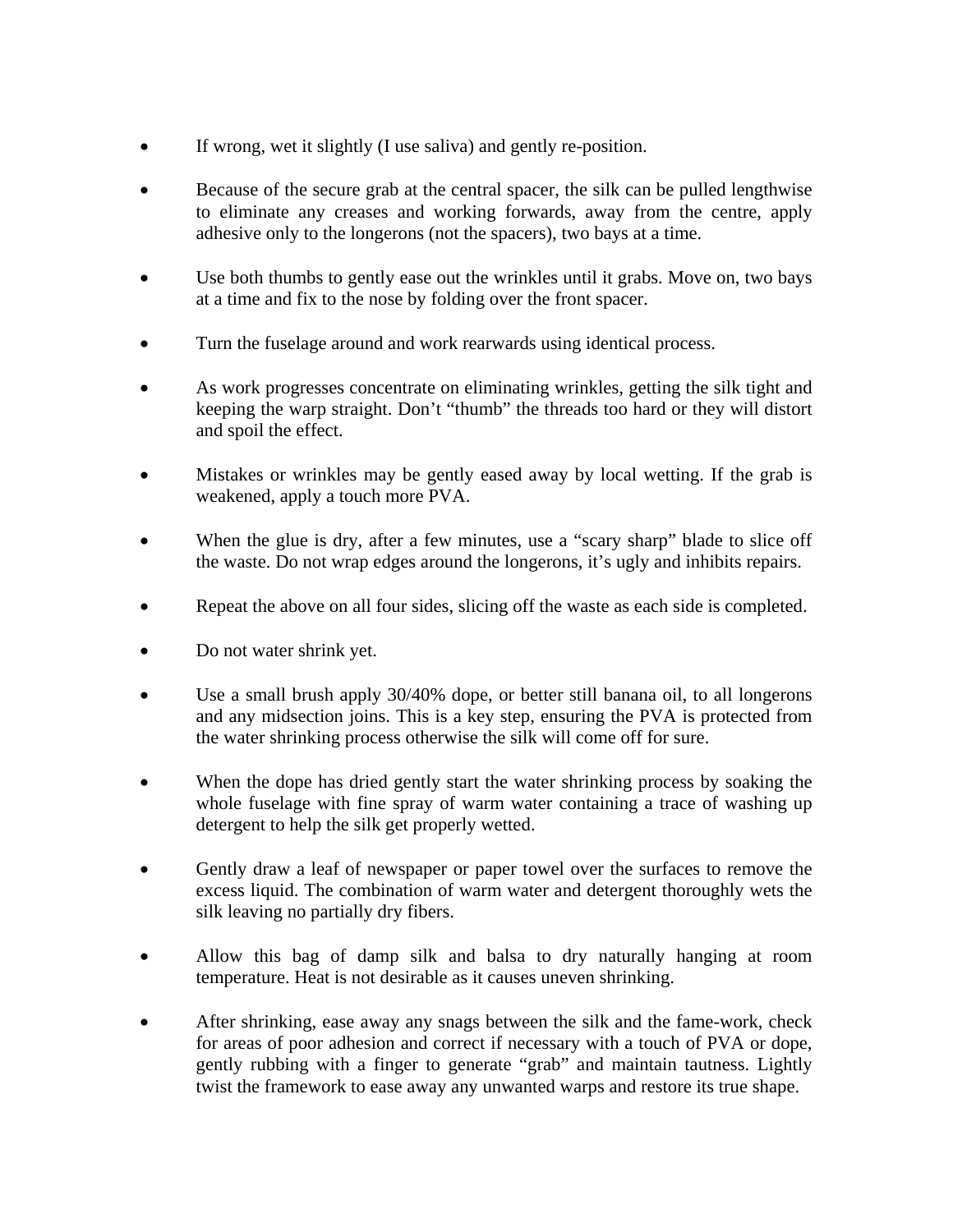- If wrong, wet it slightly (I use saliva) and gently re-position.

- Because of the secure grab at the central spacer, the silk can be pulled lengthwise to eliminate any creases and working forwards, away from the centre, apply adhesive only to the longerons (not the spacers), two bays at a time.

- Use both thumbs to gently ease out the wrinkles until it grabs. Move on, two bays at a time and fix to the nose by folding over the front spacer.

- Turn the fuselage around and work rearwards using identical process.

- As work progresses concentrate on eliminating wrinkles, getting the silk tight and keeping the warp straight. Don't "thumb" the threads too hard or they will distort and spoil the effect.

- Mistakes or wrinkles may be gently eased away by local wetting. If the grab is weakened, apply a touch more PVA.

- When the glue is dry, after a few minutes, use a "scary sharp" blade to slice off the waste. Do not wrap edges around the longerons, it's ugly and inhibits repairs.

- Repeat the above on all four sides, slicing off the waste as each side is completed.

- Do not water shrink yet.

- Use a small brush apply 30/40% dope, or better still banana oil, to all longerons and any midsection joins. This is a key step, ensuring the PVA is protected from the water shrinking process otherwise the silk will come off for sure.

- When the dope has dried gently start the water shrinking process by soaking the whole fuselage with fine spray of warm water containing a trace of washing up detergent to help the silk get properly wetted.

- Gently draw a leaf of newspaper or paper towel over the surfaces to remove the excess liquid. The combination of warm water and detergent thoroughly wets the silk leaving no partially dry fibers.

- Allow this bag of damp silk and balsa to dry naturally hanging at room temperature. Heat is not desirable as it causes uneven shrinking.

- After shrinking, ease away any snags between the silk and the fame-work, check for areas of poor adhesion and correct if necessary with a touch of PVA or dope, gently rubbing with a finger to generate "grab" and maintain tautness. Lightly twist the framework to ease away any unwanted warps and restore its true shape.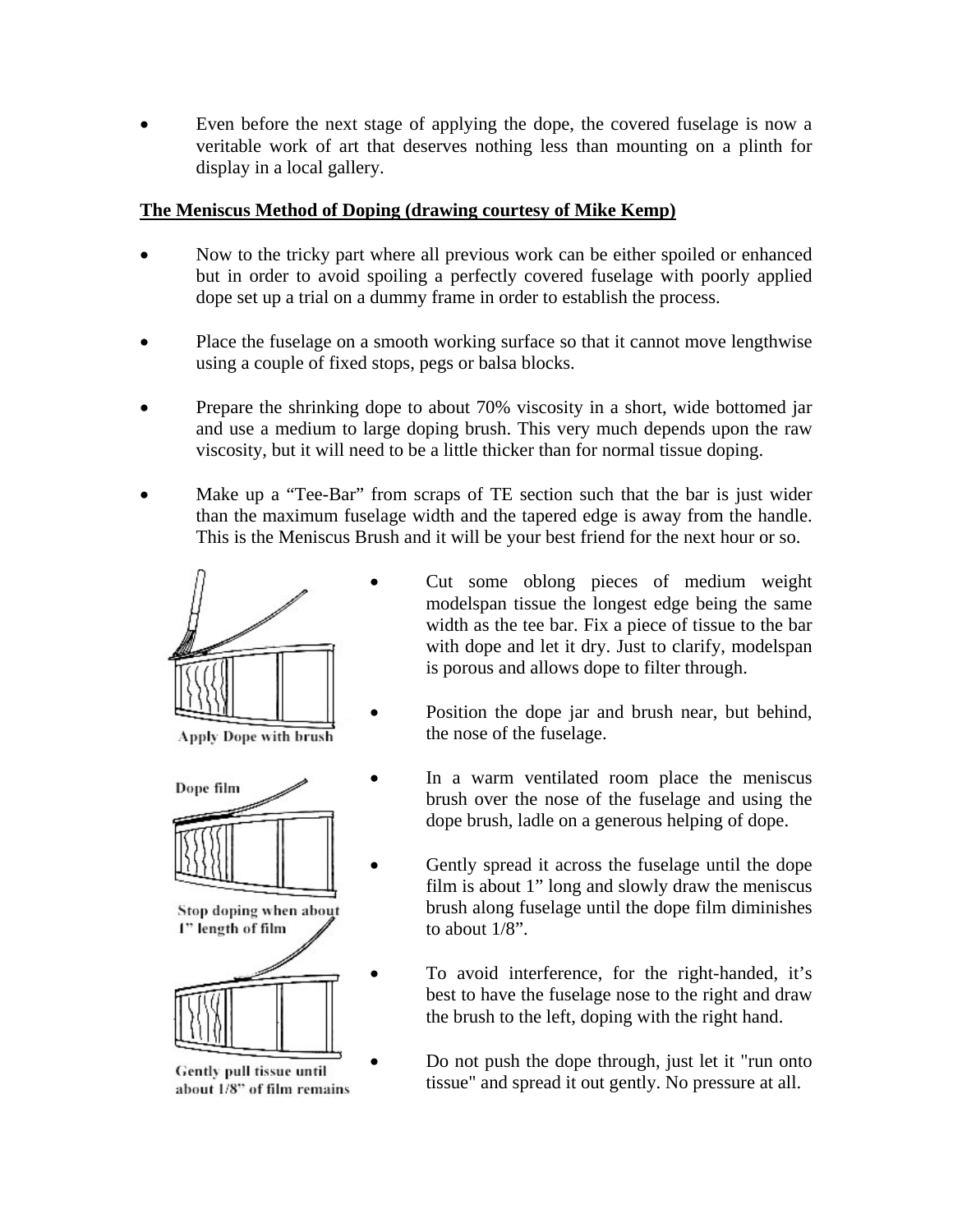- Even before the next stage of applying the dope, the covered fuselage is now a veritable work of art that deserves nothing less than mounting on a plinth for display in a local gallery.

**The Meniscus Method of Doping (drawing courtesy of Mike Kemp)**

- Now to the tricky part where all previous work can be either spoiled or enhanced but in order to avoid spoiling a perfectly covered fuselage with poorly applied dope set up a trial on a dummy frame in order to establish the process.

- Place the fuselage on a smooth working surface so that it cannot move lengthwise using a couple of fixed stops, pegs or balsa blocks.

- Prepare the shrinking dope to about 70% viscosity in a short, wide bottomed jar and use a medium to large doping brush. This very much depends upon the raw viscosity, but it will need to be a little thicker than for normal tissue doping.

- Make up a "Tee-Bar" from scraps of TE section such that the bar is just wider than the maximum fuselage width and the tapered edge is away from the handle. This is the Meniscus Brush and it will be your best friend for the next hour or so.

Apply Dope with brush

Dope film

Stop doping when about 1" length of film

Gently pull tissue until about 1/8" of film remains

- Cut some oblong pieces of medium weight modelspan tissue the longest edge being the same width as the tee bar. Fix a piece of tissue to the bar with dope and let it dry. Just to clarify, modelspan is porous and allows dope to filter through.

- Position the dope jar and brush near, but behind, the nose of the fuselage.

- In a warm ventilated room place the meniscus brush over the nose of the fuselage and using the dope brush, ladle on a generous helping of dope.

- Gently spread it across the fuselage until the dope film is about 1" long and slowly draw the meniscus brush along fuselage until the dope film diminishes to about 1/8".

- To avoid interference, for the right-handed, it's best to have the fuselage nose to the right and draw the brush to the left, doping with the right hand.

- Do not push the dope through, just let it "run onto tissue" and spread it out gently. No pressure at all.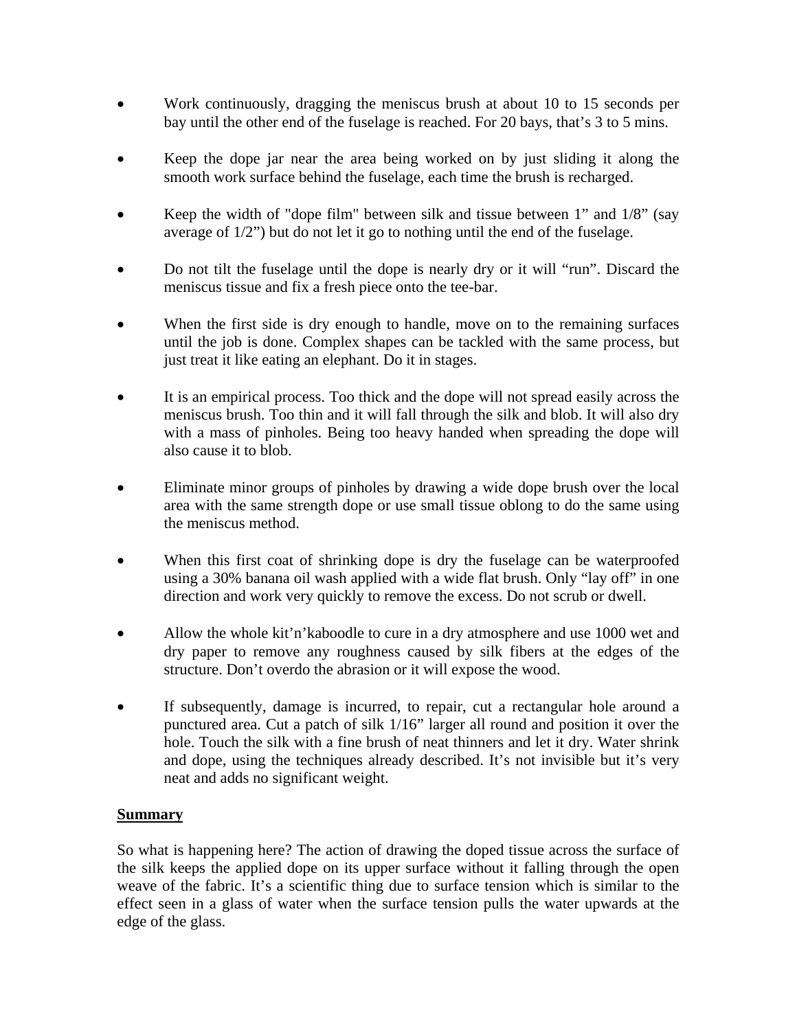- Work continuously, dragging the meniscus brush at about 10 to 15 seconds per bay until the other end of the fuselage is reached. For 20 bays, that's 3 to 5 mins.
- Keep the dope jar near the area being worked on by just sliding it along the smooth work surface behind the fuselage, each time the brush is recharged.
- Keep the width of "dope film" between silk and tissue between 1" and 1/8" (say average of 1/2") but do not let it go to nothing until the end of the fuselage.
- Do not tilt the fuselage until the dope is nearly dry or it will "run". Discard the meniscus tissue and fix a fresh piece onto the tee-bar.
- When the first side is dry enough to handle, move on to the remaining surfaces until the job is done. Complex shapes can be tackled with the same process, but just treat it like eating an elephant. Do it in stages.
- It is an empirical process. Too thick and the dope will not spread easily across the meniscus brush. Too thin and it will fall through the silk and blob. It will also dry with a mass of pinholes. Being too heavy handed when spreading the dope will also cause it to blob.
- Eliminate minor groups of pinholes by drawing a wide dope brush over the local area with the same strength dope or use small tissue oblong to do the same using the meniscus method.
- When this first coat of shrinking dope is dry the fuselage can be waterproofed using a 30% banana oil wash applied with a wide flat brush. Only "lay off" in one direction and work very quickly to remove the excess. Do not scrub or dwell.
- Allow the whole kit'n'kaboodle to cure in a dry atmosphere and use 1000 wet and dry paper to remove any roughness caused by silk fibers at the edges of the structure. Don't overdo the abrasion or it will expose the wood.
- If subsequently, damage is incurred, to repair, cut a rectangular hole around a punctured area. Cut a patch of silk 1/16" larger all round and position it over the hole. Touch the silk with a fine brush of neat thinners and let it dry. Water shrink and dope, using the techniques already described. It's not invisible but it's very neat and adds no significant weight.

## Summary

So what is happening here? The action of drawing the doped tissue across the surface of the silk keeps the applied dope on its upper surface without it falling through the open weave of the fabric. It's a scientific thing due to surface tension which is similar to the effect seen in a glass of water when the surface tension pulls the water upwards at the edge of the glass.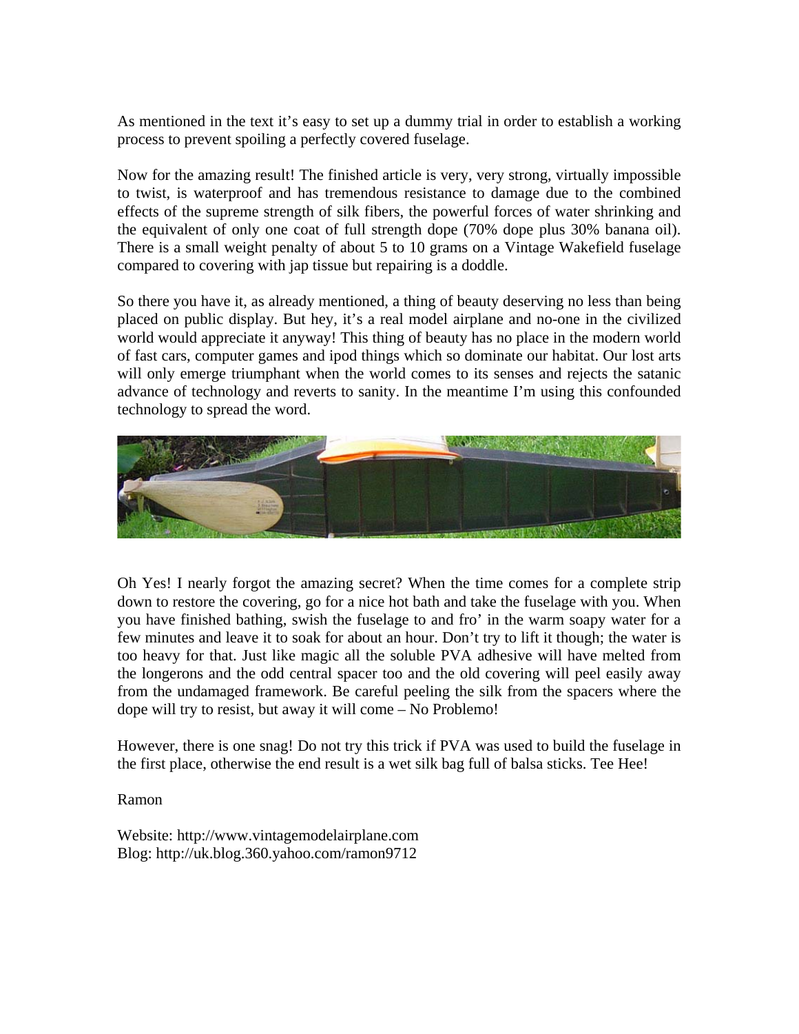As mentioned in the text it's easy to set up a dummy trial in order to establish a working process to prevent spoiling a perfectly covered fuselage.

Now for the amazing result! The finished article is very, very strong, virtually impossible to twist, is waterproof and has tremendous resistance to damage due to the combined effects of the supreme strength of silk fibers, the powerful forces of water shrinking and the equivalent of only one coat of full strength dope (70% dope plus 30% banana oil). There is a small weight penalty of about 5 to 10 grams on a Vintage Wakefield fuselage compared to covering with jap tissue but repairing is a doddle.

So there you have it, as already mentioned, a thing of beauty deserving no less than being placed on public display. But hey, it's a real model airplane and no-one in the civilized world would appreciate it anyway! This thing of beauty has no place in the modern world of fast cars, computer games and ipod things which so dominate our habitat. Our lost arts will only emerge triumphant when the world comes to its senses and rejects the satanic advance of technology and reverts to sanity. In the meantime I'm using this confounded technology to spread the word.

Oh Yes! I nearly forgot the amazing secret? When the time comes for a complete strip down to restore the covering, go for a nice hot bath and take the fuselage with you. When you have finished bathing, swish the fuselage to and fro' in the warm soapy water for a few minutes and leave it to soak for about an hour. Don't try to lift it though; the water is too heavy for that. Just like magic all the soluble PVA adhesive will have melted from the longerons and the odd central spacer too and the old covering will peel easily away from the undamaged framework. Be careful peeling the silk from the spacers where the dope will try to resist, but away it will come – No Problemo!

However, there is one snag! Do not try this trick if PVA was used to build the fuselage in the first place, otherwise the end result is a wet silk bag full of balsa sticks. Tee Hee!

Ramon

Website: http://www.vintagemodelairplane.com
Blog: http://uk.blog.360.yahoo.com/ramon9712